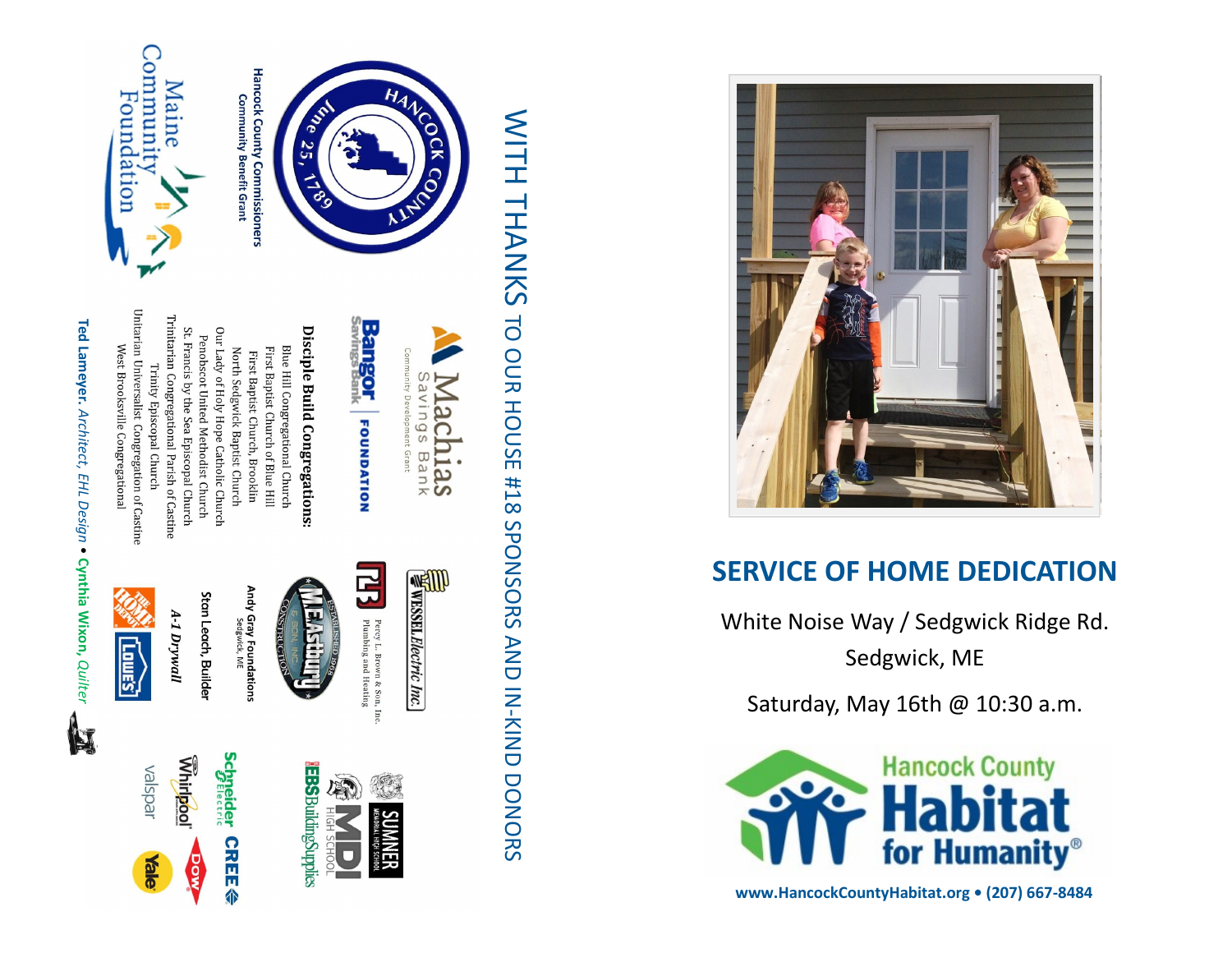# WITH THANKS TO OUR HOUSE #18 SPONSORS AND IN-KIND DONORS

Hancock County Commissioners
Community Benefit Grant

Maine Community Foundation

Machias Savings Bank
Community Development Grant

Bangor Savings Bank FOUNDATION

**Disciple Build Congregations:**

Blue Hill Congregational Church
First Baptist Church of Blue Hill
First Baptist Church, Brooklin
North Sedgwick Baptist Church
Our Lady of Holy Hope Catholic Church
Penobscot United Methodist Church
St. Francis by the Sea Episcopal Church
Trinitarian Congregational Parish of Castine
Trinity Episcopal Church
Unitarian Universalist Congregation of Castine
West Brooksville Congregational

**Ted Lameyer**, *Architect, EHL Design* • **Cynthia Wixon**, *Quilter*

Wessel Electric Inc.

Percy L. Brown & Son, Inc. Plumbing and Heating

MEAstbury & Son, Inc. Construction — Established 1908

**Andy Gray Foundations**
Sedgwick, ME

**Stan Leach, Builder**

***A-1 Drywall***

The Home Depot

Lowe's

Sumner Memorial High School

MDI High School

EBS Building Supplies

Schneider Electric

CREE

Whirlpool

Dow

valspar

Yale

## SERVICE OF HOME DEDICATION

White Noise Way / Sedgwick Ridge Rd.
Sedgwick, ME

Saturday, May 16th @ 10:30 a.m.

Hancock County Habitat for Humanity®

**www.HancockCountyHabitat.org • (207) 667-8484**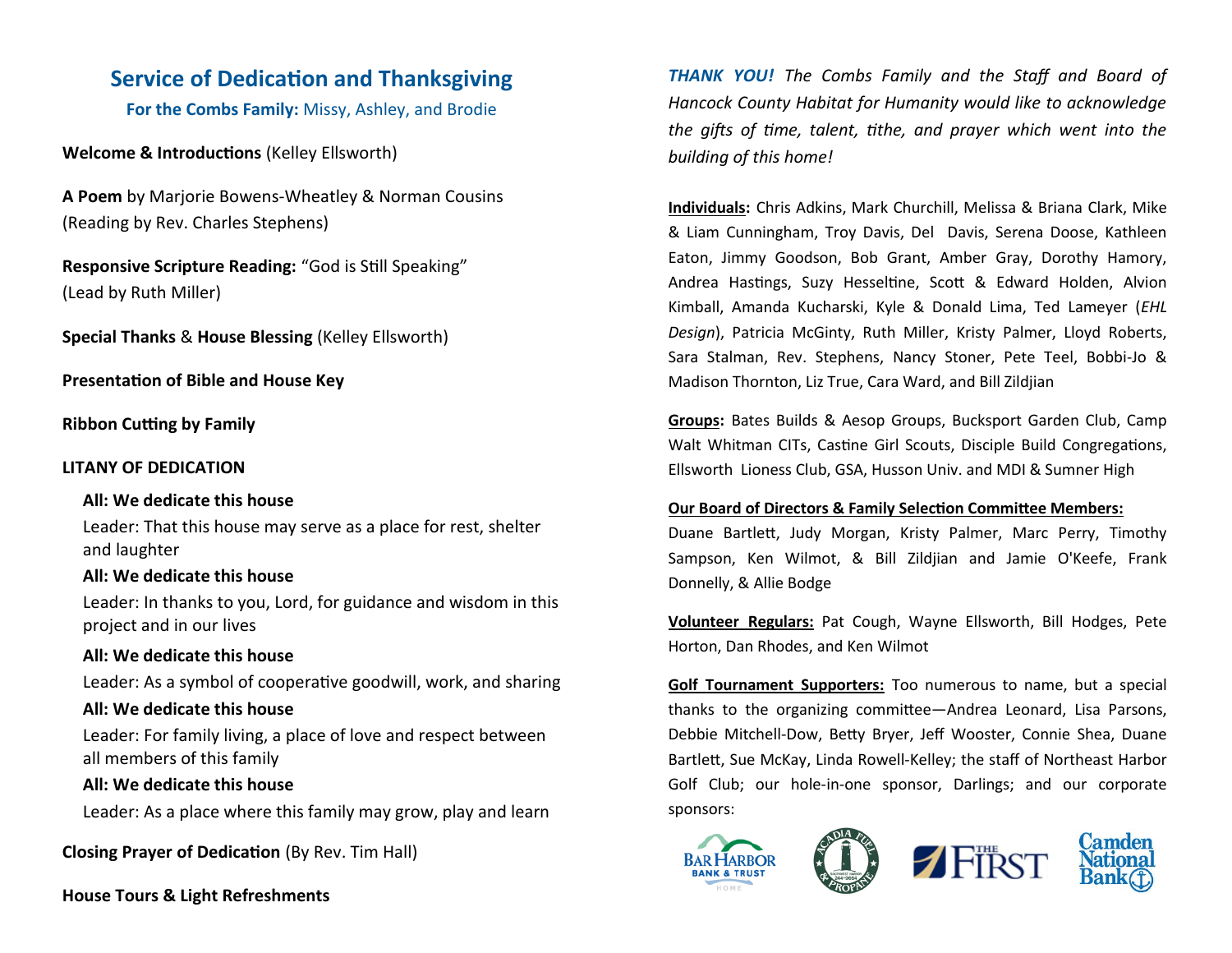## Service of Dedication and Thanksgiving

**For the Combs Family:** Missy, Ashley, and Brodie

**Welcome & Introductions** (Kelley Ellsworth)

**A Poem** by Marjorie Bowens-Wheatley & Norman Cousins (Reading by Rev. Charles Stephens)

**Responsive Scripture Reading:** "God is Still Speaking" (Lead by Ruth Miller)

**Special Thanks** & **House Blessing** (Kelley Ellsworth)

**Presentation of Bible and House Key**

**Ribbon Cutting by Family**

**LITANY OF DEDICATION**

**All: We dedicate this house**

Leader: That this house may serve as a place for rest, shelter and laughter

**All: We dedicate this house**

Leader: In thanks to you, Lord, for guidance and wisdom in this project and in our lives

**All: We dedicate this house**

Leader: As a symbol of cooperative goodwill, work, and sharing

**All: We dedicate this house**

Leader: For family living, a place of love and respect between all members of this family

**All: We dedicate this house**

Leader: As a place where this family may grow, play and learn

**Closing Prayer of Dedication** (By Rev. Tim Hall)

**House Tours & Light Refreshments**

***THANK YOU!*** *The Combs Family and the Staff and Board of Hancock County Habitat for Humanity would like to acknowledge the gifts of time, talent, tithe, and prayer which went into the building of this home!*

**Individuals:** Chris Adkins, Mark Churchill, Melissa & Briana Clark, Mike & Liam Cunningham, Troy Davis, Del Davis, Serena Doose, Kathleen Eaton, Jimmy Goodson, Bob Grant, Amber Gray, Dorothy Hamory, Andrea Hastings, Suzy Hesseltine, Scott & Edward Holden, Alvion Kimball, Amanda Kucharski, Kyle & Donald Lima, Ted Lameyer (*EHL Design*), Patricia McGinty, Ruth Miller, Kristy Palmer, Lloyd Roberts, Sara Stalman, Rev. Stephens, Nancy Stoner, Pete Teel, Bobbi-Jo & Madison Thornton, Liz True, Cara Ward, and Bill Zildjian

**Groups:** Bates Builds & Aesop Groups, Bucksport Garden Club, Camp Walt Whitman CITs, Castine Girl Scouts, Disciple Build Congregations, Ellsworth Lioness Club, GSA, Husson Univ. and MDI & Sumner High

**Our Board of Directors & Family Selection Committee Members:** Duane Bartlett, Judy Morgan, Kristy Palmer, Marc Perry, Timothy Sampson, Ken Wilmot, & Bill Zildjian and Jamie O'Keefe, Frank Donnelly, & Allie Bodge

**Volunteer Regulars:** Pat Cough, Wayne Ellsworth, Bill Hodges, Pete Horton, Dan Rhodes, and Ken Wilmot

**Golf Tournament Supporters:** Too numerous to name, but a special thanks to the organizing committee—Andrea Leonard, Lisa Parsons, Debbie Mitchell-Dow, Betty Bryer, Jeff Wooster, Connie Shea, Duane Bartlett, Sue McKay, Linda Rowell-Kelley; the staff of Northeast Harbor Golf Club; our hole-in-one sponsor, Darlings; and our corporate sponsors:

Bar Harbor Bank & Trust — Acadia Fuel & Propane — The First — Camden National Bank